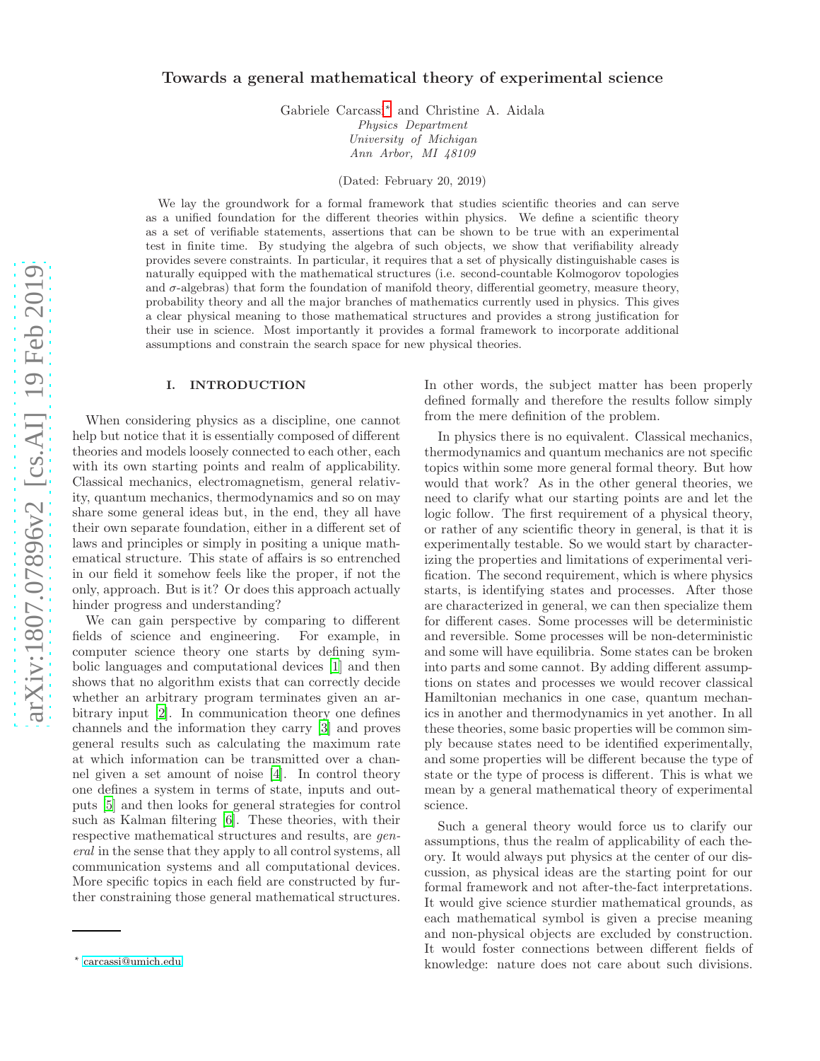# Towards a general mathematical theory of experimental science

Gabriele Carcassi[*] and Christine A. Aidala

*Physics Department*
*University of Michigan*
*Ann Arbor, MI 48109*

(Dated: February 20, 2019)

We lay the groundwork for a formal framework that studies scientific theories and can serve as a unified foundation for the different theories within physics. We define a scientific theory as a set of verifiable statements, assertions that can be shown to be true with an experimental test in finite time. By studying the algebra of such objects, we show that verifiability already provides severe constraints. In particular, it requires that a set of physically distinguishable cases is naturally equipped with the mathematical structures (i.e. second-countable Kolmogorov topologies and $\sigma$-algebras) that form the foundation of manifold theory, differential geometry, measure theory, probability theory and all the major branches of mathematics currently used in physics. This gives a clear physical meaning to those mathematical structures and provides a strong justification for their use in science. Most importantly it provides a formal framework to incorporate additional assumptions and constrain the search space for new physical theories.

## I. INTRODUCTION

When considering physics as a discipline, one cannot help but notice that it is essentially composed of different theories and models loosely connected to each other, each with its own starting points and realm of applicability. Classical mechanics, electromagnetism, general relativity, quantum mechanics, thermodynamics and so on may share some general ideas but, in the end, they all have their own separate foundation, either in a different set of laws and principles or simply in positing a unique mathematical structure. This state of affairs is so entrenched in our field it somehow feels like the proper, if not the only, approach. But is it? Or does this approach actually hinder progress and understanding?

We can gain perspective by comparing to different fields of science and engineering. For example, in computer science theory one starts by defining symbolic languages and computational devices [1] and then shows that no algorithm exists that can correctly decide whether an arbitrary program terminates given an arbitrary input [2]. In communication theory one defines channels and the information they carry [3] and proves general results such as calculating the maximum rate at which information can be transmitted over a channel given a set amount of noise [4]. In control theory one defines a system in terms of state, inputs and outputs [5] and then looks for general strategies for control such as Kalman filtering [6]. These theories, with their respective mathematical structures and results, are *general* in the sense that they apply to all control systems, all communication systems and all computational devices. More specific topics in each field are constructed by further constraining those general mathematical structures. In other words, the subject matter has been properly defined formally and therefore the results follow simply from the mere definition of the problem.

In physics there is no equivalent. Classical mechanics, thermodynamics and quantum mechanics are not specific topics within some more general formal theory. But how would that work? As in the other general theories, we need to clarify what our starting points are and let the logic follow. The first requirement of a physical theory, or rather of any scientific theory in general, is that it is experimentally testable. So we would start by characterizing the properties and limitations of experimental verification. The second requirement, which is where physics starts, is identifying states and processes. After those are characterized in general, we can then specialize them for different cases. Some processes will be deterministic and reversible. Some processes will be non-deterministic and some will have equilibria. Some states can be broken into parts and some cannot. By adding different assumptions on states and processes we would recover classical Hamiltonian mechanics in one case, quantum mechanics in another and thermodynamics in yet another. In all these theories, some basic properties will be common simply because states need to be identified experimentally, and some properties will be different because the type of state or the type of process is different. This is what we mean by a general mathematical theory of experimental science.

Such a general theory would force us to clarify our assumptions, thus the realm of applicability of each theory. It would always put physics at the center of our discussion, as physical ideas are the starting point for our formal framework and not after-the-fact interpretations. It would give science sturdier mathematical grounds, as each mathematical symbol is given a precise meaning and non-physical objects are excluded by construction. It would foster connections between different fields of knowledge: nature does not care about such divisions.

[*] carcassi@umich.edu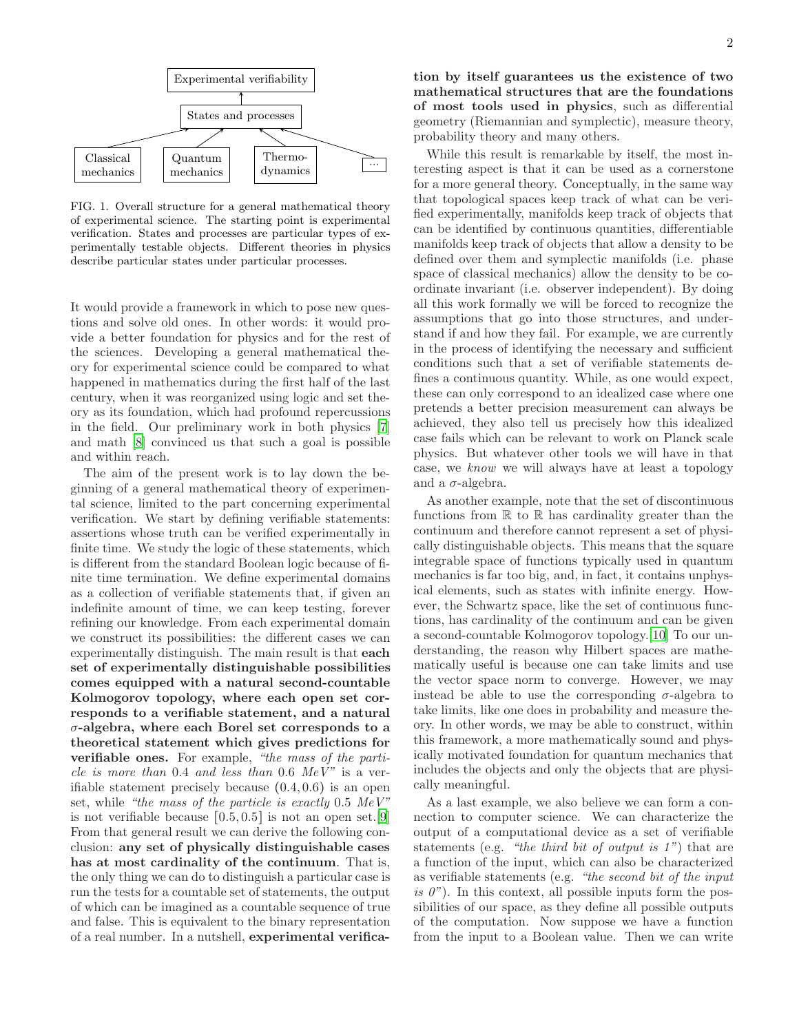Experimental verifiability

States and processes

Classical mechanics | Quantum mechanics | Thermodynamics | ...

FIG. 1. Overall structure for a general mathematical theory of experimental science. The starting point is experimental verification. States and processes are particular types of experimentally testable objects. Different theories in physics describe particular states under particular processes.

It would provide a framework in which to pose new questions and solve old ones. In other words: it would provide a better foundation for physics and for the rest of the sciences. Developing a general mathematical theory for experimental science could be compared to what happened in mathematics during the first half of the last century, when it was reorganized using logic and set theory as its foundation, which had profound repercussions in the field. Our preliminary work in both physics [7] and math [8] convinced us that such a goal is possible and within reach.

The aim of the present work is to lay down the beginning of a general mathematical theory of experimental science, limited to the part concerning experimental verification. We start by defining verifiable statements: assertions whose truth can be verified experimentally in finite time. We study the logic of these statements, which is different from the standard Boolean logic because of finite time termination. We define experimental domains as a collection of verifiable statements that, if given an indefinite amount of time, we can keep testing, forever refining our knowledge. From each experimental domain we construct its possibilities: the different cases we can experimentally distinguish. The main result is that **each set of experimentally distinguishable possibilities comes equipped with a natural second-countable Kolmogorov topology, where each open set corresponds to a verifiable statement, and a natural $\sigma$-algebra, where each Borel set corresponds to a theoretical statement which gives predictions for verifiable ones.** For example, *"the mass of the particle is more than* 0.4 *and less than* 0.6 *MeV"* is a verifiable statement precisely because $(0.4, 0.6)$ is an open set, while *"the mass of the particle is exactly* 0.5 *MeV"* is not verifiable because $[0.5, 0.5]$ is not an open set.[9] From that general result we can derive the following conclusion: **any set of physically distinguishable cases has at most cardinality of the continuum**. That is, the only thing we can do to distinguish a particular case is run the tests for a countable set of statements, the output of which can be imagined as a countable sequence of true and false. This is equivalent to the binary representation of a real number. In a nutshell, **experimental verification by itself guarantees us the existence of two mathematical structures that are the foundations of most tools used in physics**, such as differential geometry (Riemannian and symplectic), measure theory, probability theory and many others.

While this result is remarkable by itself, the most interesting aspect is that it can be used as a cornerstone for a more general theory. Conceptually, in the same way that topological spaces keep track of what can be verified experimentally, manifolds keep track of objects that can be identified by continuous quantities, differentiable manifolds keep track of objects that allow a density to be defined over them and symplectic manifolds (i.e. phase space of classical mechanics) allow the density to be coordinate invariant (i.e. observer independent). By doing all this work formally we will be forced to recognize the assumptions that go into those structures, and understand if and how they fail. For example, we are currently in the process of identifying the necessary and sufficient conditions such that a set of verifiable statements defines a continuous quantity. While, as one would expect, these can only correspond to an idealized case where one pretends a better precision measurement can always be achieved, they also tell us precisely how this idealized case fails which can be relevant to work on Planck scale physics. But whatever other tools we will have in that case, we *know* we will always have at least a topology and a $\sigma$-algebra.

As another example, note that the set of discontinuous functions from $\mathbb{R}$ to $\mathbb{R}$ has cardinality greater than the continuum and therefore cannot represent a set of physically distinguishable objects. This means that the square integrable space of functions typically used in quantum mechanics is far too big, and, in fact, it contains unphysical elements, such as states with infinite energy. However, the Schwartz space, like the set of continuous functions, has cardinality of the continuum and can be given a second-countable Kolmogorov topology.[10] To our understanding, the reason why Hilbert spaces are mathematically useful is because one can take limits and use the vector space norm to converge. However, we may instead be able to use the corresponding $\sigma$-algebra to take limits, like one does in probability and measure theory. In other words, we may be able to construct, within this framework, a more mathematically sound and physically motivated foundation for quantum mechanics that includes the objects and only the objects that are physically meaningful.

As a last example, we also believe we can form a connection to computer science. We can characterize the output of a computational device as a set of verifiable statements (e.g. *"the third bit of output is 1"*) that are a function of the input, which can also be characterized as verifiable statements (e.g. *"the second bit of the input is 0"*). In this context, all possible inputs form the possibilities of our space, as they define all possible outputs of the computation. Now suppose we have a function from the input to a Boolean value. Then we can write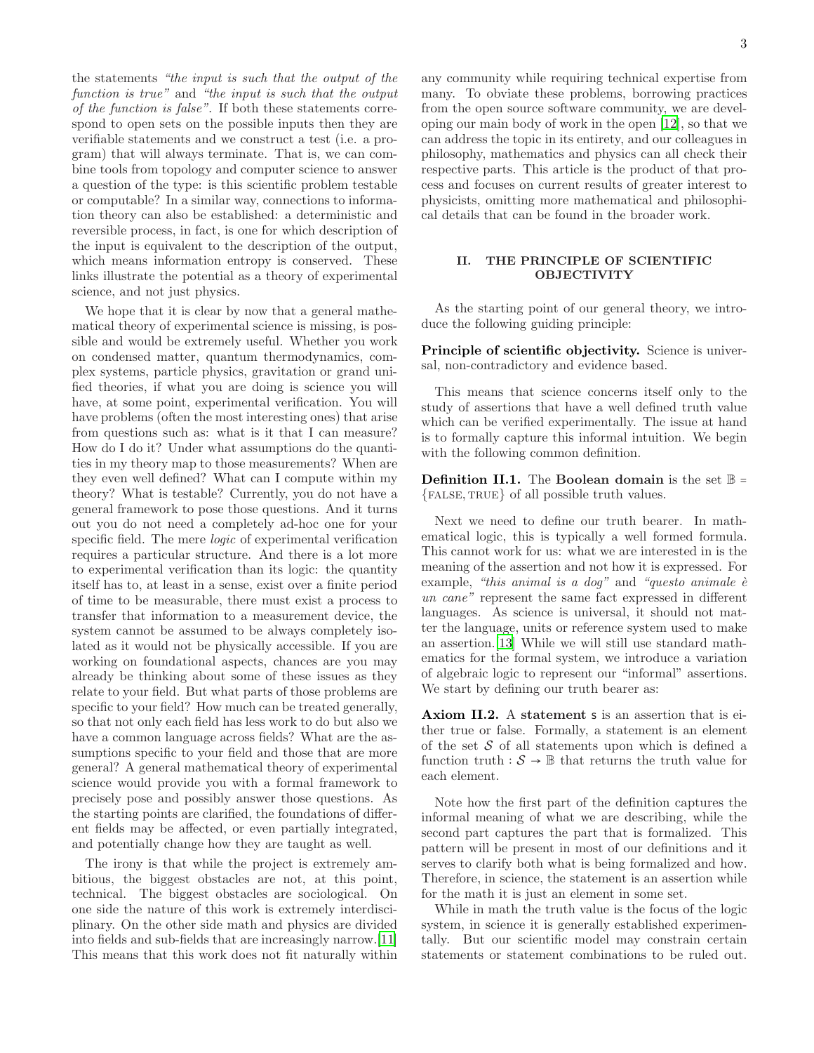the statements *"the input is such that the output of the function is true"* and *"the input is such that the output of the function is false"*. If both these statements correspond to open sets on the possible inputs then they are verifiable statements and we construct a test (i.e. a program) that will always terminate. That is, we can combine tools from topology and computer science to answer a question of the type: is this scientific problem testable or computable? In a similar way, connections to information theory can also be established: a deterministic and reversible process, in fact, is one for which description of the input is equivalent to the description of the output, which means information entropy is conserved. These links illustrate the potential as a theory of experimental science, and not just physics.

We hope that it is clear by now that a general mathematical theory of experimental science is missing, is possible and would be extremely useful. Whether you work on condensed matter, quantum thermodynamics, complex systems, particle physics, gravitation or grand unified theories, if what you are doing is science you will have, at some point, experimental verification. You will have problems (often the most interesting ones) that arise from questions such as: what is it that I can measure? How do I do it? Under what assumptions do the quantities in my theory map to those measurements? When are they even well defined? What can I compute within my theory? What is testable? Currently, you do not have a general framework to pose those questions. And it turns out you do not need a completely ad-hoc one for your specific field. The mere *logic* of experimental verification requires a particular structure. And there is a lot more to experimental verification than its logic: the quantity itself has to, at least in a sense, exist over a finite period of time to be measurable, there must exist a process to transfer that information to a measurement device, the system cannot be assumed to be always completely isolated as it would not be physically accessible. If you are working on foundational aspects, chances are you may already be thinking about some of these issues as they relate to your field. But what parts of those problems are specific to your field? How much can be treated generally, so that not only each field has less work to do but also we have a common language across fields? What are the assumptions specific to your field and those that are more general? A general mathematical theory of experimental science would provide you with a formal framework to precisely pose and possibly answer those questions. As the starting points are clarified, the foundations of different fields may be affected, or even partially integrated, and potentially change how they are taught as well.

The irony is that while the project is extremely ambitious, the biggest obstacles are not, at this point, technical. The biggest obstacles are sociological. On one side the nature of this work is extremely interdisciplinary. On the other side math and physics are divided into fields and sub-fields that are increasingly narrow.[11] This means that this work does not fit naturally within any community while requiring technical expertise from many. To obviate these problems, borrowing practices from the open source software community, we are developing our main body of work in the open [12], so that we can address the topic in its entirety, and our colleagues in philosophy, mathematics and physics can all check their respective parts. This article is the product of that process and focuses on current results of greater interest to physicists, omitting more mathematical and philosophical details that can be found in the broader work.

## II. THE PRINCIPLE OF SCIENTIFIC OBJECTIVITY

As the starting point of our general theory, we introduce the following guiding principle:

**Principle of scientific objectivity.** Science is universal, non-contradictory and evidence based.

This means that science concerns itself only to the study of assertions that have a well defined truth value which can be verified experimentally. The issue at hand is to formally capture this informal intuition. We begin with the following common definition.

**Definition II.1.** The **Boolean domain** is the set $\mathbb{B} = \{\text{FALSE}, \text{TRUE}\}$ of all possible truth values.

Next we need to define our truth bearer. In mathematical logic, this is typically a well formed formula. This cannot work for us: what we are interested in is the meaning of the assertion and not how it is expressed. For example, *"this animal is a dog"* and *"questo animale è un cane"* represent the same fact expressed in different languages. As science is universal, it should not matter the language, units or reference system used to make an assertion.[13] While we will still use standard mathematics for the formal system, we introduce a variation of algebraic logic to represent our "informal" assertions. We start by defining our truth bearer as:

**Axiom II.2.** A **statement** $\mathsf{s}$ is an assertion that is either true or false. Formally, a statement is an element of the set $\mathcal{S}$ of all statements upon which is defined a function $\text{truth} : \mathcal{S} \to \mathbb{B}$ that returns the truth value for each element.

Note how the first part of the definition captures the informal meaning of what we are describing, while the second part captures the part that is formalized. This pattern will be present in most of our definitions and it serves to clarify both what is being formalized and how. Therefore, in science, the statement is an assertion while for the math it is just an element in some set.

While in math the truth value is the focus of the logic system, in science it is generally established experimentally. But our scientific model may constrain certain statements or statement combinations to be ruled out.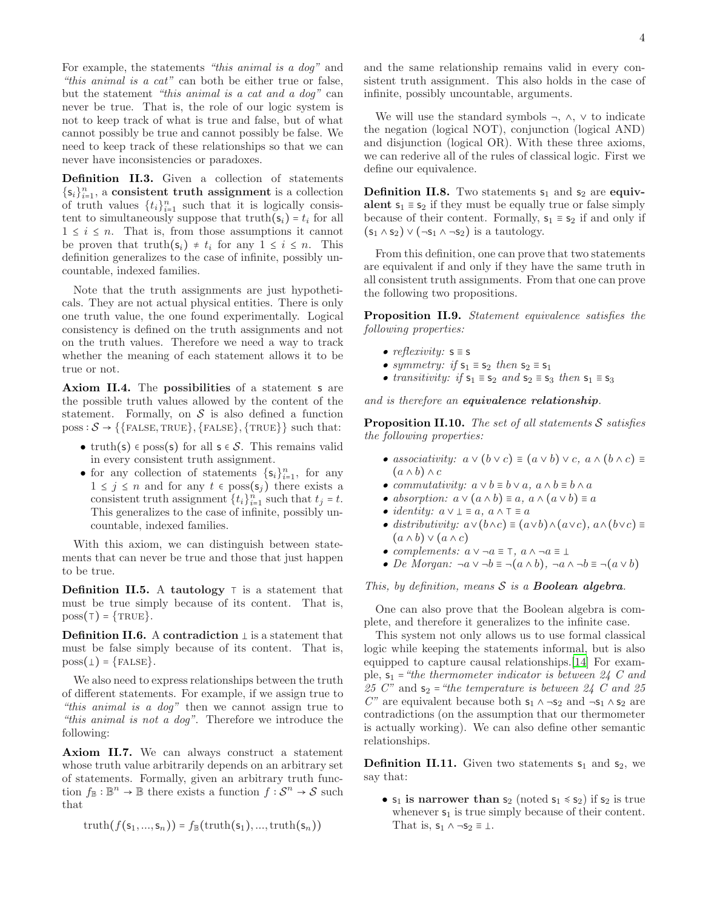For example, the statements *"this animal is a dog"* and *"this animal is a cat"* can both be either true or false, but the statement *"this animal is a cat and a dog"* can never be true. That is, the role of our logic system is not to keep track of what is true and false, but of what cannot possibly be true and cannot possibly be false. We need to keep track of these relationships so that we can never have inconsistencies or paradoxes.

**Definition II.3.** Given a collection of statements $\{\mathsf{s}_i\}_{i=1}^n$, a **consistent truth assignment** is a collection of truth values $\{t_i\}_{i=1}^n$ such that it is logically consistent to simultaneously suppose that $\text{truth}(\mathsf{s}_i) = t_i$ for all $1 \leq i \leq n$. That is, from those assumptions it cannot be proven that $\text{truth}(\mathsf{s}_i) \neq t_i$ for any $1 \leq i \leq n$. This definition generalizes to the case of infinite, possibly uncountable, indexed families.

Note that the truth assignments are just hypotheticals. They are not actual physical entities. There is only one truth value, the one found experimentally. Logical consistency is defined on the truth assignments and not on the truth values. Therefore we need a way to track whether the meaning of each statement allows it to be true or not.

**Axiom II.4.** The **possibilities** of a statement $\mathsf{s}$ are the possible truth values allowed by the content of the statement. Formally, on $\mathcal{S}$ is also defined a function $\text{poss} : \mathcal{S} \to \{\{\text{FALSE}, \text{TRUE}\}, \{\text{FALSE}\}, \{\text{TRUE}\}\}$ such that:

- $\text{truth}(\mathsf{s}) \in \text{poss}(\mathsf{s})$ for all $\mathsf{s} \in \mathcal{S}$. This remains valid in every consistent truth assignment.
- for any collection of statements $\{\mathsf{s}_i\}_{i=1}^n$, for any $1 \leq j \leq n$ and for any $t \in \text{poss}(\mathsf{s}_j)$ there exists a consistent truth assignment $\{t_i\}_{i=1}^n$ such that $t_j = t$. This generalizes to the case of infinite, possibly uncountable, indexed families.

With this axiom, we can distinguish between statements that can never be true and those that just happen to be true.

**Definition II.5.** A **tautology** $\top$ is a statement that must be true simply because of its content. That is, $\text{poss}(\top) = \{\text{TRUE}\}$.

**Definition II.6.** A **contradiction** $\bot$ is a statement that must be false simply because of its content. That is, $\text{poss}(\bot) = \{\text{FALSE}\}$.

We also need to express relationships between the truth of different statements. For example, if we assign true to *"this animal is a dog"* then we cannot assign true to *"this animal is not a dog"*. Therefore we introduce the following:

**Axiom II.7.** We can always construct a statement whose truth value arbitrarily depends on an arbitrary set of statements. Formally, given an arbitrary truth function $f_{\mathbb{B}} : \mathbb{B}^n \to \mathbb{B}$ there exists a function $f : \mathcal{S}^n \to \mathcal{S}$ such that

$$\text{truth}(f(\mathsf{s}_1, ..., \mathsf{s}_n)) = f_{\mathbb{B}}(\text{truth}(\mathsf{s}_1), ..., \text{truth}(\mathsf{s}_n))$$

and the same relationship remains valid in every consistent truth assignment. This also holds in the case of infinite, possibly uncountable, arguments.

We will use the standard symbols $\neg$, $\wedge$, $\vee$ to indicate the negation (logical NOT), conjunction (logical AND) and disjunction (logical OR). With these three axioms, we can rederive all of the rules of classical logic. First we define our equivalence.

**Definition II.8.** Two statements $\mathsf{s}_1$ and $\mathsf{s}_2$ are **equivalent** $\mathsf{s}_1 \equiv \mathsf{s}_2$ if they must be equally true or false simply because of their content. Formally, $\mathsf{s}_1 \equiv \mathsf{s}_2$ if and only if $(\mathsf{s}_1 \wedge \mathsf{s}_2) \vee (\neg\mathsf{s}_1 \wedge \neg\mathsf{s}_2)$ is a tautology.

From this definition, one can prove that two statements are equivalent if and only if they have the same truth in all consistent truth assignments. From that one can prove the following two propositions.

**Proposition II.9.** *Statement equivalence satisfies the following properties:*

- *reflexivity:* $\mathsf{s} \equiv \mathsf{s}$
- *symmetry: if* $\mathsf{s}_1 \equiv \mathsf{s}_2$ *then* $\mathsf{s}_2 \equiv \mathsf{s}_1$
- *transitivity: if* $\mathsf{s}_1 \equiv \mathsf{s}_2$ *and* $\mathsf{s}_2 \equiv \mathsf{s}_3$ *then* $\mathsf{s}_1 \equiv \mathsf{s}_3$

*and is therefore an* ***equivalence relationship****.*

**Proposition II.10.** *The set of all statements* $\mathcal{S}$ *satisfies the following properties:*

- *associativity:* $a \vee (b \vee c) \equiv (a \vee b) \vee c$, $a \wedge (b \wedge c) \equiv (a \wedge b) \wedge c$
- *commutativity:* $a \vee b \equiv b \vee a$, $a \wedge b \equiv b \wedge a$
- *absorption:* $a \vee (a \wedge b) \equiv a$, $a \wedge (a \vee b) \equiv a$
- *identity:* $a \vee \bot \equiv a$, $a \wedge \top \equiv a$
- *distributivity:* $a \vee (b \wedge c) \equiv (a \vee b) \wedge (a \vee c)$, $a \wedge (b \vee c) \equiv (a \wedge b) \vee (a \wedge c)$
- *complements:* $a \vee \neg a \equiv \top$, $a \wedge \neg a \equiv \bot$
- *De Morgan:* $\neg a \vee \neg b \equiv \neg(a \wedge b)$, $\neg a \wedge \neg b \equiv \neg(a \vee b)$

*This, by definition, means* $\mathcal{S}$ *is a* ***Boolean algebra****.*

One can also prove that the Boolean algebra is complete, and therefore it generalizes to the infinite case.

This system not only allows us to use formal classical logic while keeping the statements informal, but is also equipped to capture causal relationships.[14] For example, $\mathsf{s}_1$ = *"the thermometer indicator is between 24 C and 25 C"* and $\mathsf{s}_2$ = *"the temperature is between 24 C and 25 C"* are equivalent because both $\mathsf{s}_1 \wedge \neg\mathsf{s}_2$ and $\neg\mathsf{s}_1 \wedge \mathsf{s}_2$ are contradictions (on the assumption that our thermometer is actually working). We can also define other semantic relationships.

**Definition II.11.** Given two statements $\mathsf{s}_1$ and $\mathsf{s}_2$, we say that:

- $\mathsf{s}_1$ **is narrower than** $\mathsf{s}_2$ (noted $\mathsf{s}_1 \preccurlyeq \mathsf{s}_2$) if $\mathsf{s}_2$ is true whenever $\mathsf{s}_1$ is true simply because of their content. That is, $\mathsf{s}_1 \wedge \neg\mathsf{s}_2 \equiv \bot$.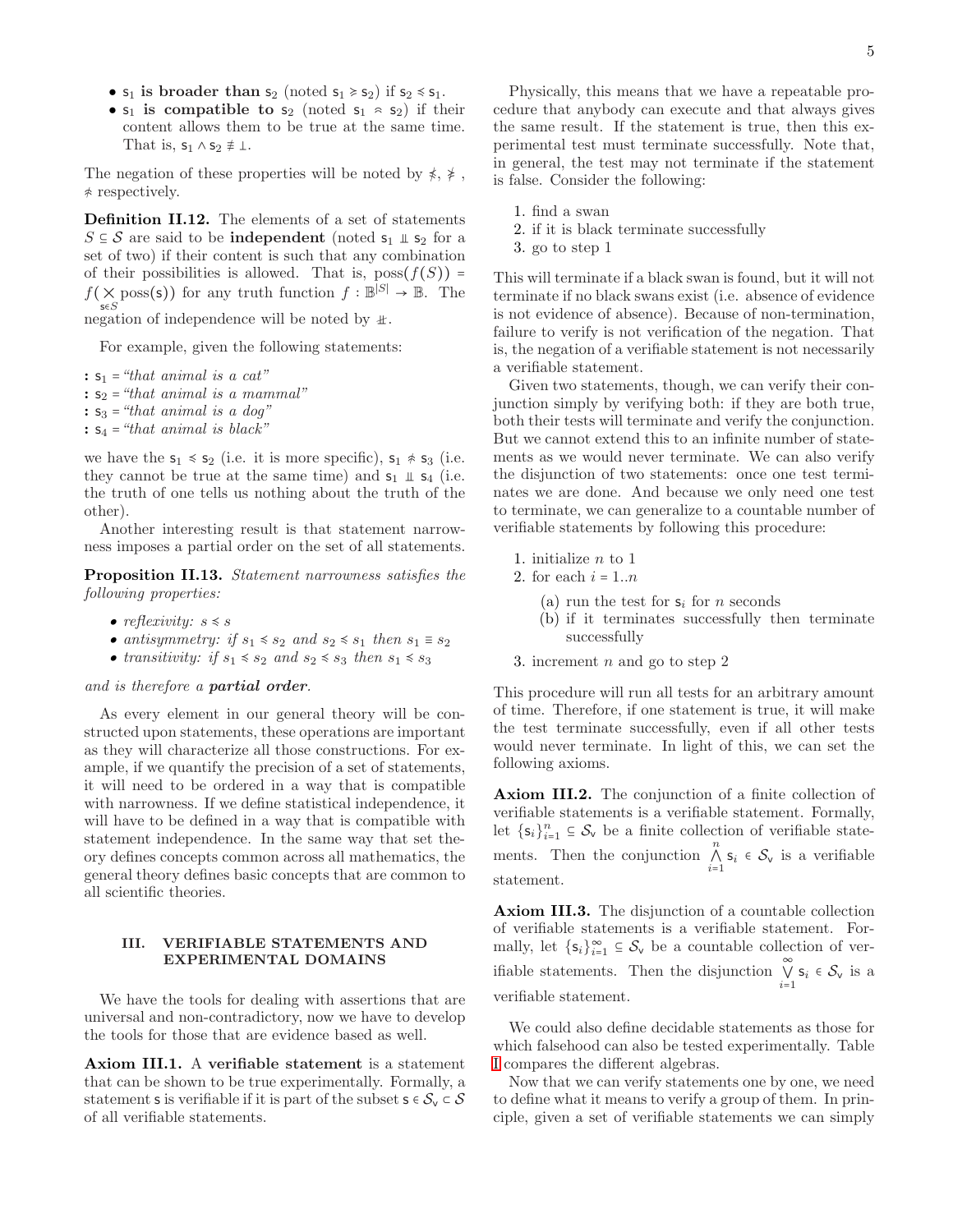- $\mathsf{s}_1$ **is broader than** $\mathsf{s}_2$ (noted $\mathsf{s}_1 \succcurlyeq \mathsf{s}_2$) if $\mathsf{s}_2 \preccurlyeq \mathsf{s}_1$.
- $\mathsf{s}_1$ **is compatible to** $\mathsf{s}_2$ (noted $\mathsf{s}_1 \approx \mathsf{s}_2$) if their content allows them to be true at the same time. That is, $\mathsf{s}_1 \wedge \mathsf{s}_2 \not\equiv \bot$.

The negation of these properties will be noted by $\not\preccurlyeq$, $\not\succcurlyeq$, $\not\approx$ respectively.

**Definition II.12.** The elements of a set of statements $S \subseteq \mathcal{S}$ are said to be **independent** (noted $\mathsf{s}_1 \perp\!\!\!\perp \mathsf{s}_2$ for a set of two) if their content is such that any combination of their possibilities is allowed. That is, $\mathrm{poss}(f(S)) = f(\bigtimes_{\mathsf{s} \in S} \mathrm{poss}(\mathsf{s}))$ for any truth function $f : \mathbb{B}^{|S|} \to \mathbb{B}$. The negation of independence will be noted by $\not\perp\!\!\!\perp$.

For example, given the following statements:

: $\mathsf{s}_1$ = *"that animal is a cat"*
: $\mathsf{s}_2$ = *"that animal is a mammal"*
: $\mathsf{s}_3$ = *"that animal is a dog"*
: $\mathsf{s}_4$ = *"that animal is black"*

we have the $\mathsf{s}_1 \preccurlyeq \mathsf{s}_2$ (i.e. it is more specific), $\mathsf{s}_1 \not\approx \mathsf{s}_3$ (i.e. they cannot be true at the same time) and $\mathsf{s}_1 \perp\!\!\!\perp \mathsf{s}_4$ (i.e. the truth of one tells us nothing about the truth of the other).

Another interesting result is that statement narrowness imposes a partial order on the set of all statements.

**Proposition II.13.** *Statement narrowness satisfies the following properties:*

- *reflexivity: $s \preccurlyeq s$*
- *antisymmetry: if $s_1 \preccurlyeq s_2$ and $s_2 \preccurlyeq s_1$ then $s_1 \equiv s_2$*
- *transitivity: if $s_1 \preccurlyeq s_2$ and $s_2 \preccurlyeq s_3$ then $s_1 \preccurlyeq s_3$*

*and is therefore a **partial order**.*

As every element in our general theory will be constructed upon statements, these operations are important as they will characterize all those constructions. For example, if we quantify the precision of a set of statements, it will need to be ordered in a way that is compatible with narrowness. If we define statistical independence, it will have to be defined in a way that is compatible with statement independence. In the same way that set theory defines concepts common across all mathematics, the general theory defines basic concepts that are common to all scientific theories.

## III. VERIFIABLE STATEMENTS AND EXPERIMENTAL DOMAINS

We have the tools for dealing with assertions that are universal and non-contradictory, now we have to develop the tools for those that are evidence based as well.

**Axiom III.1.** A **verifiable statement** is a statement that can be shown to be true experimentally. Formally, a statement $\mathsf{s}$ is verifiable if it is part of the subset $\mathsf{s} \in \mathcal{S}_\mathsf{v} \subset \mathcal{S}$ of all verifiable statements.

Physically, this means that we have a repeatable procedure that anybody can execute and that always gives the same result. If the statement is true, then this experimental test must terminate successfully. Note that, in general, the test may not terminate if the statement is false. Consider the following:

1. find a swan
2. if it is black terminate successfully
3. go to step 1

This will terminate if a black swan is found, but it will not terminate if no black swans exist (i.e. absence of evidence is not evidence of absence). Because of non-termination, failure to verify is not verification of the negation. That is, the negation of a verifiable statement is not necessarily a verifiable statement.

Given two statements, though, we can verify their conjunction simply by verifying both: if they are both true, both their tests will terminate and verify the conjunction. But we cannot extend this to an infinite number of statements as we would never terminate. We can also verify the disjunction of two statements: once one test terminates we are done. And because we only need one test to terminate, we can generalize to a countable number of verifiable statements by following this procedure:

1. initialize $n$ to 1
2. for each $i = 1..n$
   (a) run the test for $\mathsf{s}_i$ for $n$ seconds
   (b) if it terminates successfully then terminate successfully
3. increment $n$ and go to step 2

This procedure will run all tests for an arbitrary amount of time. Therefore, if one statement is true, it will make the test terminate successfully, even if all other tests would never terminate. In light of this, we can set the following axioms.

**Axiom III.2.** The conjunction of a finite collection of verifiable statements is a verifiable statement. Formally, let $\{\mathsf{s}_i\}_{i=1}^n \subseteq \mathcal{S}_\mathsf{v}$ be a finite collection of verifiable statements. Then the conjunction $\bigwedge_{i=1}^n \mathsf{s}_i \in \mathcal{S}_\mathsf{v}$ is a verifiable statement.

**Axiom III.3.** The disjunction of a countable collection of verifiable statements is a verifiable statement. Formally, let $\{\mathsf{s}_i\}_{i=1}^\infty \subseteq \mathcal{S}_\mathsf{v}$ be a countable collection of verifiable statements. Then the disjunction $\bigvee_{i=1}^\infty \mathsf{s}_i \in \mathcal{S}_\mathsf{v}$ is a verifiable statement.

We could also define decidable statements as those for which falsehood can also be tested experimentally. Table I compares the different algebras.

Now that we can verify statements one by one, we need to define what it means to verify a group of them. In principle, given a set of verifiable statements we can simply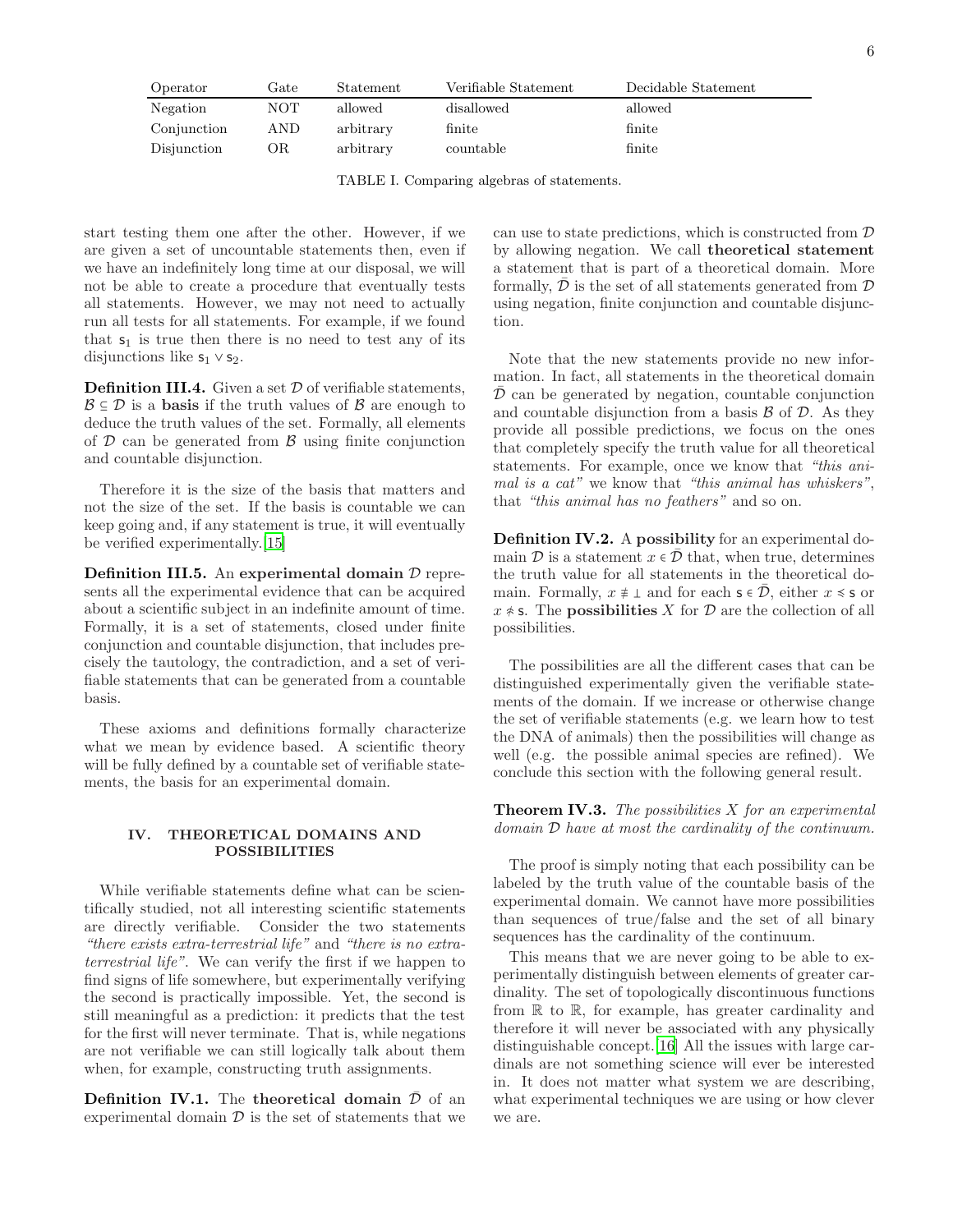| Operator | Gate | Statement | Verifiable Statement | Decidable Statement |
|---|---|---|---|---|
| Negation | NOT | allowed | disallowed | allowed |
| Conjunction | AND | arbitrary | finite | finite |
| Disjunction | OR | arbitrary | countable | finite |

TABLE I. Comparing algebras of statements.

start testing them one after the other. However, if we are given a set of uncountable statements then, even if we have an indefinitely long time at our disposal, we will not be able to create a procedure that eventually tests all statements. However, we may not need to actually run all tests for all statements. For example, if we found that $\mathsf{s}_1$ is true then there is no need to test any of its disjunctions like $\mathsf{s}_1 \vee \mathsf{s}_2$.

**Definition III.4.** Given a set $\mathcal{D}$ of verifiable statements, $\mathcal{B} \subseteq \mathcal{D}$ is a **basis** if the truth values of $\mathcal{B}$ are enough to deduce the truth values of the set. Formally, all elements of $\mathcal{D}$ can be generated from $\mathcal{B}$ using finite conjunction and countable disjunction.

Therefore it is the size of the basis that matters and not the size of the set. If the basis is countable we can keep going and, if any statement is true, it will eventually be verified experimentally.[15]

**Definition III.5.** An **experimental domain** $\mathcal{D}$ represents all the experimental evidence that can be acquired about a scientific subject in an indefinite amount of time. Formally, it is a set of statements, closed under finite conjunction and countable disjunction, that includes precisely the tautology, the contradiction, and a set of verifiable statements that can be generated from a countable basis.

These axioms and definitions formally characterize what we mean by evidence based. A scientific theory will be fully defined by a countable set of verifiable statements, the basis for an experimental domain.

## IV. THEORETICAL DOMAINS AND POSSIBILITIES

While verifiable statements define what can be scientifically studied, not all interesting scientific statements are directly verifiable. Consider the two statements *"there exists extra-terrestrial life"* and *"there is no extra-terrestrial life"*. We can verify the first if we happen to find signs of life somewhere, but experimentally verifying the second is practically impossible. Yet, the second is still meaningful as a prediction: it predicts that the test for the first will never terminate. That is, while negations are not verifiable we can still logically talk about them when, for example, constructing truth assignments.

**Definition IV.1.** The **theoretical domain** $\bar{\mathcal{D}}$ of an experimental domain $\mathcal{D}$ is the set of statements that we can use to state predictions, which is constructed from $\mathcal{D}$ by allowing negation. We call **theoretical statement** a statement that is part of a theoretical domain. More formally, $\bar{\mathcal{D}}$ is the set of all statements generated from $\mathcal{D}$ using negation, finite conjunction and countable disjunction.

Note that the new statements provide no new information. In fact, all statements in the theoretical domain $\bar{\mathcal{D}}$ can be generated by negation, countable conjunction and countable disjunction from a basis $\mathcal{B}$ of $\mathcal{D}$. As they provide all possible predictions, we focus on the ones that completely specify the truth value for all theoretical statements. For example, once we know that *"this animal is a cat"* we know that *"this animal has whiskers"*, that *"this animal has no feathers"* and so on.

**Definition IV.2.** A **possibility** for an experimental domain $\mathcal{D}$ is a statement $x \in \bar{\mathcal{D}}$ that, when true, determines the truth value for all statements in the theoretical domain. Formally, $x \not\equiv \bot$ and for each $\mathsf{s} \in \bar{\mathcal{D}}$, either $x \preccurlyeq \mathsf{s}$ or $x \not\preccurlyeq \mathsf{s}$. The **possibilities** $X$ for $\mathcal{D}$ are the collection of all possibilities.

The possibilities are all the different cases that can be distinguished experimentally given the verifiable statements of the domain. If we increase or otherwise change the set of verifiable statements (e.g. we learn how to test the DNA of animals) then the possibilities will change as well (e.g. the possible animal species are refined). We conclude this section with the following general result.

**Theorem IV.3.** *The possibilities $X$ for an experimental domain $\mathcal{D}$ have at most the cardinality of the continuum.*

The proof is simply noting that each possibility can be labeled by the truth value of the countable basis of the experimental domain. We cannot have more possibilities than sequences of true/false and the set of all binary sequences has the cardinality of the continuum.

This means that we are never going to be able to experimentally distinguish between elements of greater cardinality. The set of topologically discontinuous functions from $\mathbb{R}$ to $\mathbb{R}$, for example, has greater cardinality and therefore it will never be associated with any physically distinguishable concept.[16] All the issues with large cardinals are not something science will ever be interested in. It does not matter what system we are describing, what experimental techniques we are using or how clever we are.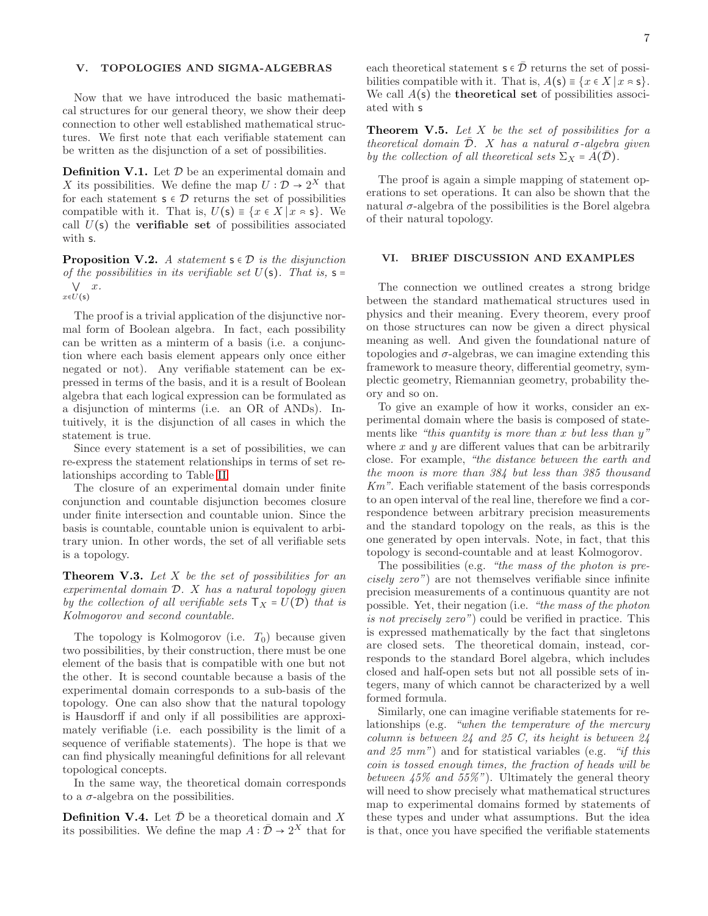## V. TOPOLOGIES AND SIGMA-ALGEBRAS

Now that we have introduced the basic mathematical structures for our general theory, we show their deep connection to other well established mathematical structures. We first note that each verifiable statement can be written as the disjunction of a set of possibilities.

**Definition V.1.** Let $\mathcal{D}$ be an experimental domain and $X$ its possibilities. We define the map $U : \mathcal{D} \to 2^X$ that for each statement $\mathsf{s} \in \mathcal{D}$ returns the set of possibilities compatible with it. That is, $U(\mathsf{s}) \equiv \{x \in X \,|\, x \asymp \mathsf{s}\}$. We call $U(\mathsf{s})$ the **verifiable set** of possibilities associated with $\mathsf{s}$.

**Proposition V.2.** *A statement $\mathsf{s} \in \mathcal{D}$ is the disjunction of the possibilities in its verifiable set $U(\mathsf{s})$. That is,* $\mathsf{s} = \bigvee\limits_{x \in U(\mathsf{s})} x$.

The proof is a trivial application of the disjunctive normal form of Boolean algebra. In fact, each possibility can be written as a minterm of a basis (i.e. a conjunction where each basis element appears only once either negated or not). Any verifiable statement can be expressed in terms of the basis, and it is a result of Boolean algebra that each logical expression can be formulated as a disjunction of minterms (i.e. an OR of ANDs). Intuitively, it is the disjunction of all cases in which the statement is true.

Since every statement is a set of possibilities, we can re-express the statement relationships in terms of set relationships according to Table II.

The closure of an experimental domain under finite conjunction and countable disjunction becomes closure under finite intersection and countable union. Since the basis is countable, countable union is equivalent to arbitrary union. In other words, the set of all verifiable sets is a topology.

**Theorem V.3.** *Let $X$ be the set of possibilities for an experimental domain $\mathcal{D}$. $X$ has a natural topology given by the collection of all verifiable sets $\mathsf{T}_X = U(\mathcal{D})$ that is Kolmogorov and second countable.*

The topology is Kolmogorov (i.e. $T_0$) because given two possibilities, by their construction, there must be one element of the basis that is compatible with one but not the other. It is second countable because a basis of the experimental domain corresponds to a sub-basis of the topology. One can also show that the natural topology is Hausdorff if and only if all possibilities are approximately verifiable (i.e. each possibility is the limit of a sequence of verifiable statements). The hope is that we can find physically meaningful definitions for all relevant topological concepts.

In the same way, the theoretical domain corresponds to a $\sigma$-algebra on the possibilities.

**Definition V.4.** Let $\bar{\mathcal{D}}$ be a theoretical domain and $X$ its possibilities. We define the map $A : \bar{\mathcal{D}} \to 2^X$ that for each theoretical statement $\mathsf{s} \in \bar{\mathcal{D}}$ returns the set of possibilities compatible with it. That is, $A(\mathsf{s}) \equiv \{x \in X \,|\, x \asymp \mathsf{s}\}$. We call $A(\mathsf{s})$ the **theoretical set** of possibilities associated with $\mathsf{s}$

**Theorem V.5.** *Let $X$ be the set of possibilities for a theoretical domain $\bar{\mathcal{D}}$. $X$ has a natural $\sigma$-algebra given by the collection of all theoretical sets $\Sigma_X = A(\bar{\mathcal{D}})$.*

The proof is again a simple mapping of statement operations to set operations. It can also be shown that the natural $\sigma$-algebra of the possibilities is the Borel algebra of their natural topology.

## VI. BRIEF DISCUSSION AND EXAMPLES

The connection we outlined creates a strong bridge between the standard mathematical structures used in physics and their meaning. Every theorem, every proof on those structures can now be given a direct physical meaning as well. And given the foundational nature of topologies and $\sigma$-algebras, we can imagine extending this framework to measure theory, differential geometry, symplectic geometry, Riemannian geometry, probability theory and so on.

To give an example of how it works, consider an experimental domain where the basis is composed of statements like *"this quantity is more than $x$ but less than $y$"* where $x$ and $y$ are different values that can be arbitrarily close. For example, *"the distance between the earth and the moon is more than 384 but less than 385 thousand Km"*. Each verifiable statement of the basis corresponds to an open interval of the real line, therefore we find a correspondence between arbitrary precision measurements and the standard topology on the reals, as this is the one generated by open intervals. Note, in fact, that this topology is second-countable and at least Kolmogorov.

The possibilities (e.g. *"the mass of the photon is precisely zero"*) are not themselves verifiable since infinite precision measurements of a continuous quantity are not possible. Yet, their negation (i.e. *"the mass of the photon is not precisely zero"*) could be verified in practice. This is expressed mathematically by the fact that singletons are closed sets. The theoretical domain, instead, corresponds to the standard Borel algebra, which includes closed and half-open sets but not all possible sets of integers, many of which cannot be characterized by a well formed formula.

Similarly, one can imagine verifiable statements for relationships (e.g. *"when the temperature of the mercury column is between 24 and 25 C, its height is between 24 and 25 mm"*) and for statistical variables (e.g. *"if this coin is tossed enough times, the fraction of heads will be between 45% and 55%"*). Ultimately the general theory will need to show precisely what mathematical structures map to experimental domains formed by statements of these types and under what assumptions. But the idea is that, once you have specified the verifiable statements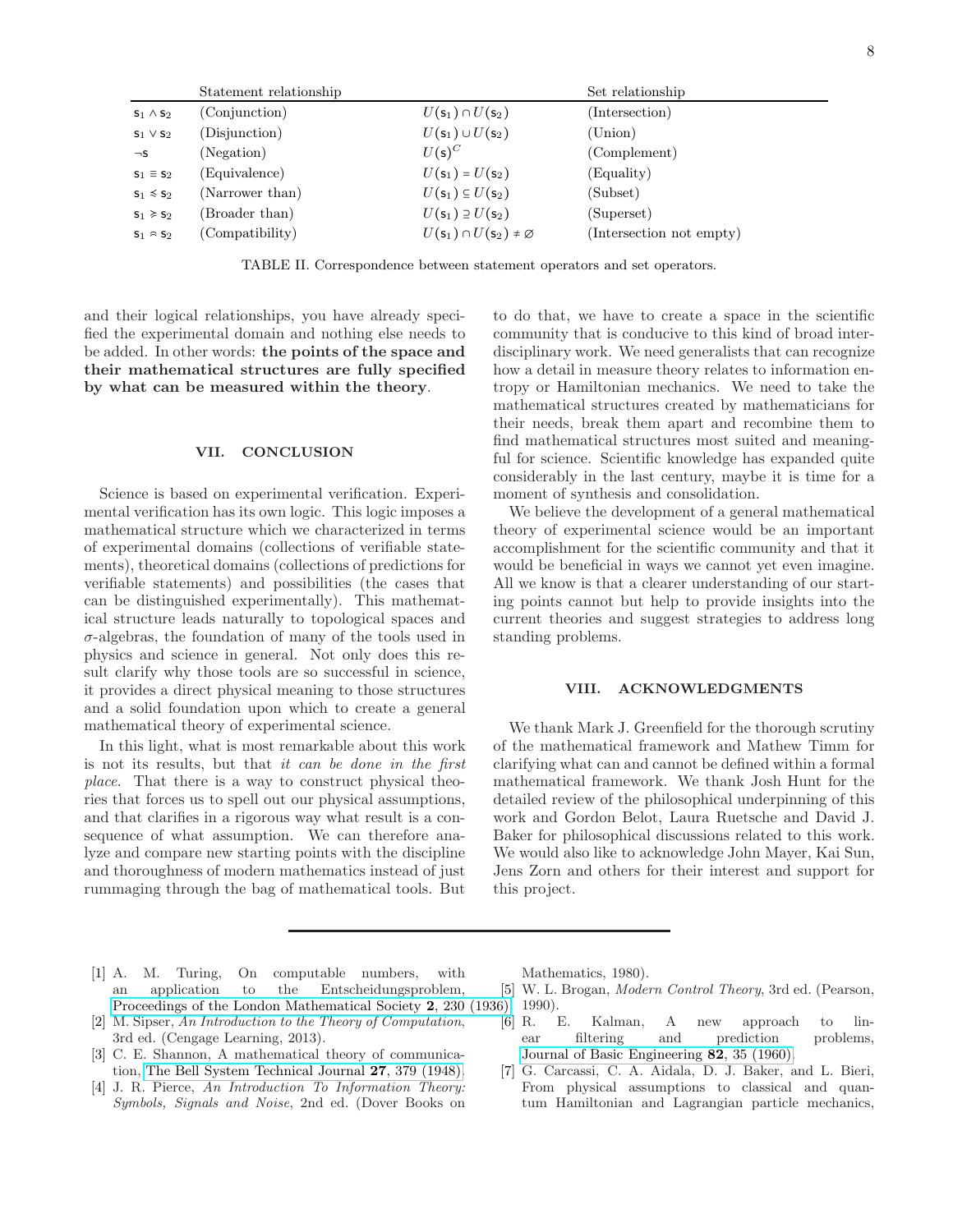| | Statement relationship | | Set relationship |
|---|---|---|---|
| $\mathsf{s}_1 \wedge \mathsf{s}_2$ | (Conjunction) | $U(\mathsf{s}_1) \cap U(\mathsf{s}_2)$ | (Intersection) |
| $\mathsf{s}_1 \vee \mathsf{s}_2$ | (Disjunction) | $U(\mathsf{s}_1) \cup U(\mathsf{s}_2)$ | (Union) |
| $\neg \mathsf{s}$ | (Negation) | $U(\mathsf{s})^C$ | (Complement) |
| $\mathsf{s}_1 \equiv \mathsf{s}_2$ | (Equivalence) | $U(\mathsf{s}_1) = U(\mathsf{s}_2)$ | (Equality) |
| $\mathsf{s}_1 \preccurlyeq \mathsf{s}_2$ | (Narrower than) | $U(\mathsf{s}_1) \subseteq U(\mathsf{s}_2)$ | (Subset) |
| $\mathsf{s}_1 \succcurlyeq \mathsf{s}_2$ | (Broader than) | $U(\mathsf{s}_1) \supseteq U(\mathsf{s}_2)$ | (Superset) |
| $\mathsf{s}_1 \asymp \mathsf{s}_2$ | (Compatibility) | $U(\mathsf{s}_1) \cap U(\mathsf{s}_2) \neq \varnothing$ | (Intersection not empty) |

TABLE II. Correspondence between statement operators and set operators.

and their logical relationships, you have already specified the experimental domain and nothing else needs to be added. In other words: **the points of the space and their mathematical structures are fully specified by what can be measured within the theory**.

## VII. CONCLUSION

Science is based on experimental verification. Experimental verification has its own logic. This logic imposes a mathematical structure which we characterized in terms of experimental domains (collections of verifiable statements), theoretical domains (collections of predictions for verifiable statements) and possibilities (the cases that can be distinguished experimentally). This mathematical structure leads naturally to topological spaces and $\sigma$-algebras, the foundation of many of the tools used in physics and science in general. Not only does this result clarify why those tools are so successful in science, it provides a direct physical meaning to those structures and a solid foundation upon which to create a general mathematical theory of experimental science.

In this light, what is most remarkable about this work is not its results, but that *it can be done in the first place*. That there is a way to construct physical theories that forces us to spell out our physical assumptions, and that clarifies in a rigorous way what result is a consequence of what assumption. We can therefore analyze and compare new starting points with the discipline and thoroughness of modern mathematics instead of just rummaging through the bag of mathematical tools. But to do that, we have to create a space in the scientific community that is conducive to this kind of broad interdisciplinary work. We need generalists that can recognize how a detail in measure theory relates to information entropy or Hamiltonian mechanics. We need to take the mathematical structures created by mathematicians for their needs, break them apart and recombine them to find mathematical structures most suited and meaningful for science. Scientific knowledge has expanded quite considerably in the last century, maybe it is time for a moment of synthesis and consolidation.

We believe the development of a general mathematical theory of experimental science would be an important accomplishment for the scientific community and that it would be beneficial in ways we cannot yet even imagine. All we know is that a clearer understanding of our starting points cannot but help to provide insights into the current theories and suggest strategies to address long standing problems.

## VIII. ACKNOWLEDGMENTS

We thank Mark J. Greenfield for the thorough scrutiny of the mathematical framework and Mathew Timm for clarifying what can and cannot be defined within a formal mathematical framework. We thank Josh Hunt for the detailed review of the philosophical underpinning of this work and Gordon Belot, Laura Ruetsche and David J. Baker for philosophical discussions related to this work. We would also like to acknowledge John Mayer, Kai Sun, Jens Zorn and others for their interest and support for this project.

---

[1] A. M. Turing, On computable numbers, with an application to the Entscheidungsproblem, Proceedings of the London Mathematical Society **2**, 230 (1936).

[2] M. Sipser, *An Introduction to the Theory of Computation*, 3rd ed. (Cengage Learning, 2013).

[3] C. E. Shannon, A mathematical theory of communication, The Bell System Technical Journal **27**, 379 (1948).

[4] J. R. Pierce, *An Introduction To Information Theory: Symbols, Signals and Noise*, 2nd ed. (Dover Books on Mathematics, 1980).

[5] W. L. Brogan, *Modern Control Theory*, 3rd ed. (Pearson, 1990).

[6] R. E. Kalman, A new approach to linear filtering and prediction problems, Journal of Basic Engineering **82**, 35 (1960).

[7] G. Carcassi, C. A. Aidala, D. J. Baker, and L. Bieri, From physical assumptions to classical and quantum Hamiltonian and Lagrangian particle mechanics,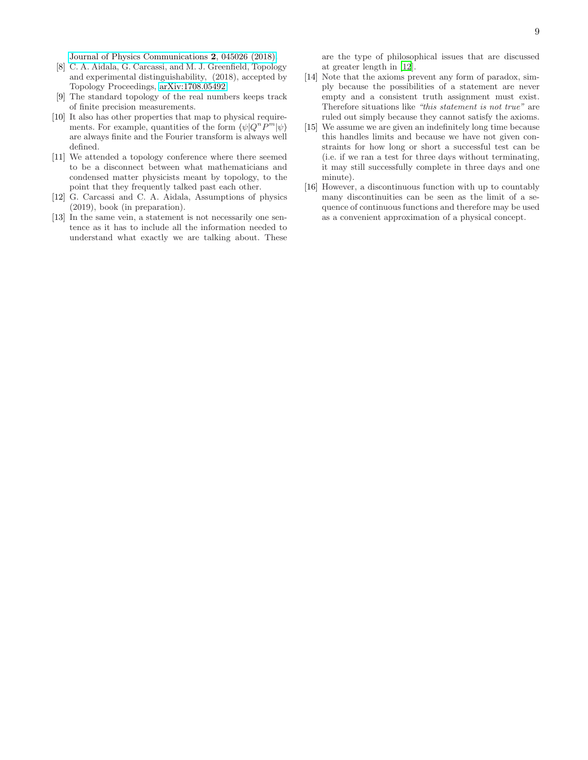Journal of Physics Communications **2**, 045026 (2018).

[8] C. A. Aidala, G. Carcassi, and M. J. Greenfield, Topology and experimental distinguishability, (2018), accepted by Topology Proceedings, arXiv:1708.05492.

[9] The standard topology of the real numbers keeps track of finite precision measurements.

[10] It also has other properties that map to physical requirements. For example, quantities of the form $\langle\psi|Q^n P^m|\psi\rangle$ are always finite and the Fourier transform is always well defined.

[11] We attended a topology conference where there seemed to be a disconnect between what mathematicians and condensed matter physicists meant by topology, to the point that they frequently talked past each other.

[12] G. Carcassi and C. A. Aidala, Assumptions of physics (2019), book (in preparation).

[13] In the same vein, a statement is not necessarily one sentence as it has to include all the information needed to understand what exactly we are talking about. These are the type of philosophical issues that are discussed at greater length in [12].

[14] Note that the axioms prevent any form of paradox, simply because the possibilities of a statement are never empty and a consistent truth assignment must exist. Therefore situations like *"this statement is not true"* are ruled out simply because they cannot satisfy the axioms.

[15] We assume we are given an indefinitely long time because this handles limits and because we have not given constraints for how long or short a successful test can be (i.e. if we ran a test for three days without terminating, it may still successfully complete in three days and one minute).

[16] However, a discontinuous function with up to countably many discontinuities can be seen as the limit of a sequence of continuous functions and therefore may be used as a convenient approximation of a physical concept.